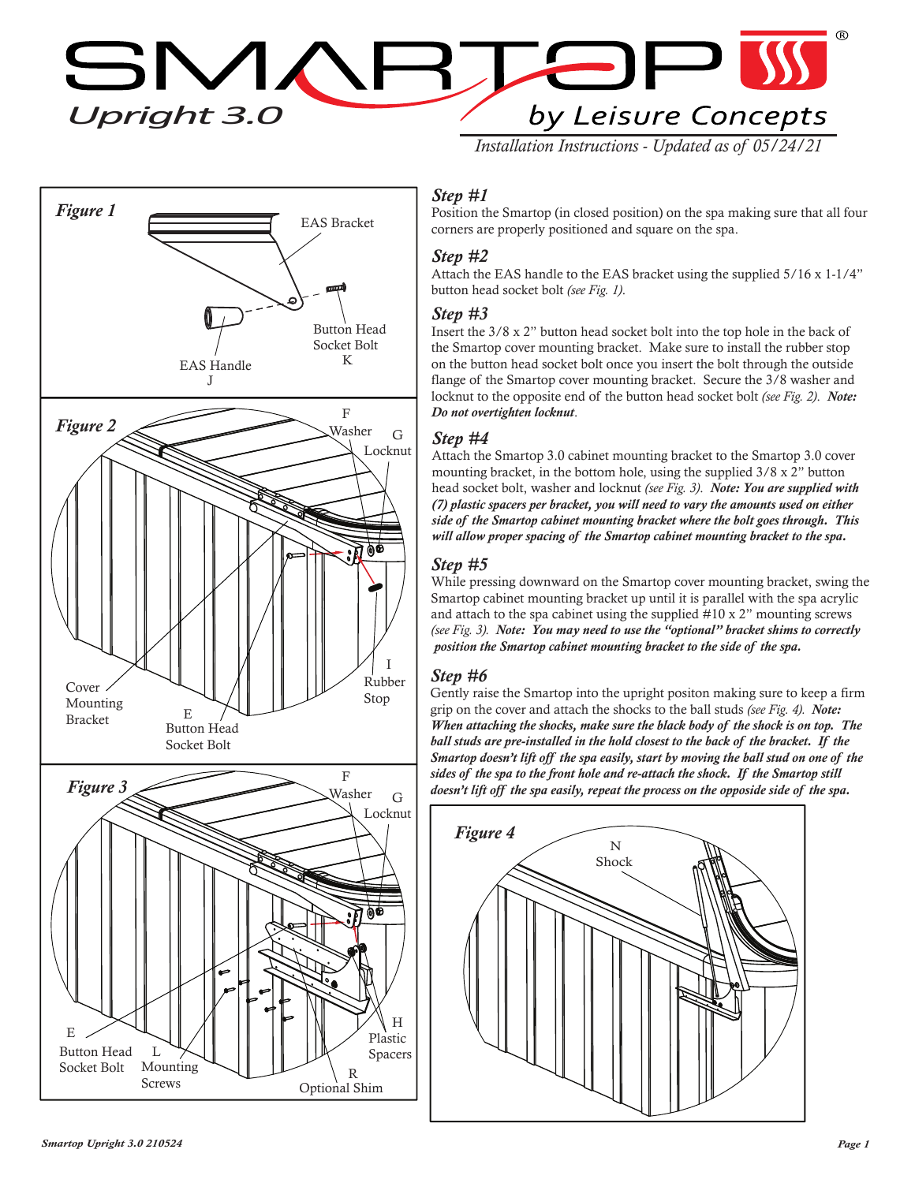# SMARTOP Upright 3.0

by Leisure Concepts

*Installation Instructions - Updated as of 05/24/21*

**Figure 1**

EAS Bracket

Button Head Socket Bolt K

EAS Handle J

**Figure 2**

F Washer

G Locknut

Cover Mounting Bracket

E Button Head Socket Bolt

I Rubber Stop

**Figure 3**

F Washer

G Locknut

E Button Head Socket Bolt

L Mounting Screws

H Plastic Spacers

R Optional Shim

### Step #1

Position the Smartop (in closed position) on the spa making sure that all four corners are properly positioned and square on the spa.

### Step #2

Attach the EAS handle to the EAS bracket using the supplied 5/16 x 1-1/4" button head socket bolt *(see Fig. 1)*.

### Step #3

Insert the 3/8 x 2" button head socket bolt into the top hole in the back of the Smartop cover mounting bracket. Make sure to install the rubber stop on the button head socket bolt once you insert the bolt through the outside flange of the Smartop cover mounting bracket. Secure the 3/8 washer and locknut to the opposite end of the button head socket bolt *(see Fig. 2)*. ***Note: Do not overtighten locknut***.

### Step #4

Attach the Smartop 3.0 cabinet mounting bracket to the Smartop 3.0 cover mounting bracket, in the bottom hole, using the supplied 3/8 x 2" button head socket bolt, washer and locknut *(see Fig. 3)*. ***Note: You are supplied with (7) plastic spacers per bracket, you will need to vary the amounts used on either side of the Smartop cabinet mounting bracket where the bolt goes through. This will allow proper spacing of the Smartop cabinet mounting bracket to the spa.***

### Step #5

While pressing downward on the Smartop cover mounting bracket, swing the Smartop cabinet mounting bracket up until it is parallel with the spa acrylic and attach to the spa cabinet using the supplied #10 x 2" mounting screws *(see Fig. 3)*. ***Note: You may need to use the "optional" bracket shims to correctly position the Smartop cabinet mounting bracket to the side of the spa.***

### Step #6

Gently raise the Smartop into the upright positon making sure to keep a firm grip on the cover and attach the shocks to the ball studs *(see Fig. 4)*. ***Note: When attaching the shocks, make sure the black body of the shock is on top. The ball studs are pre-installed in the hold closest to the back of the bracket. If the Smartop doesn't lift off the spa easily, start by moving the ball stud on one of the sides of the spa to the front hole and re-attach the shock. If the Smartop still doesn't lift off the spa easily, repeat the process on the opposite side of the spa.***

**Figure 4**

N Shock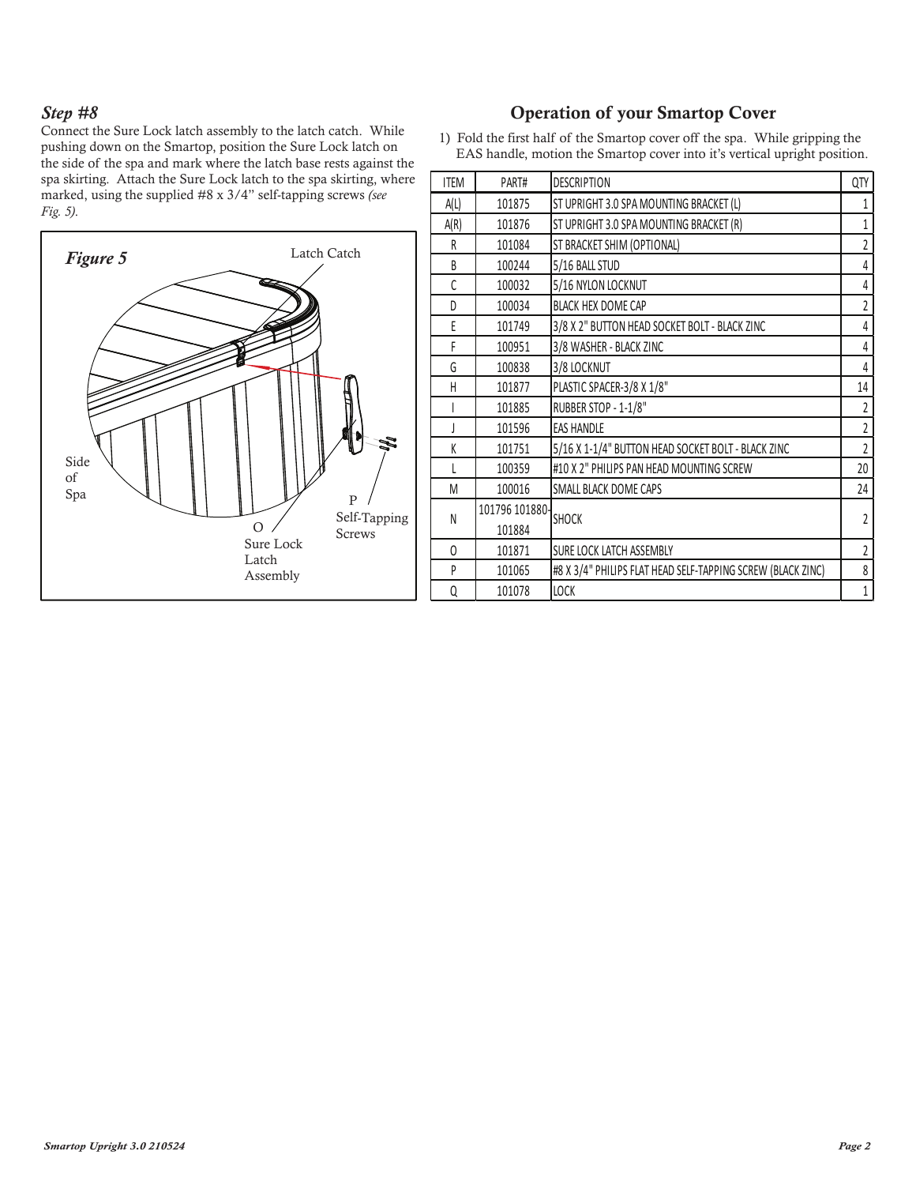### *Step #8*

Connect the Sure Lock latch assembly to the latch catch. While pushing down on the Smartop, position the Sure Lock latch on the side of the spa and mark where the latch base rests against the spa skirting. Attach the Sure Lock latch to the spa skirting, where marked, using the supplied #8 x 3/4" self-tapping screws *(see Fig. 5).*

*Figure 5*

Latch Catch

Side of Spa

O Sure Lock Latch Assembly

P Self-Tapping Screws

## Operation of your Smartop Cover

1) Fold the first half of the Smartop cover off the spa. While gripping the EAS handle, motion the Smartop cover into it's vertical upright position.

| ITEM | PART# | DESCRIPTION | QTY |
|---|---|---|---|
| A(L) | 101875 | ST UPRIGHT 3.0 SPA MOUNTING BRACKET (L) | 1 |
| A(R) | 101876 | ST UPRIGHT 3.0 SPA MOUNTING BRACKET (R) | 1 |
| R | 101084 | ST BRACKET SHIM (OPTIONAL) | 2 |
| B | 100244 | 5/16 BALL STUD | 4 |
| C | 100032 | 5/16 NYLON LOCKNUT | 4 |
| D | 100034 | BLACK HEX DOME CAP | 2 |
| E | 101749 | 3/8 X 2" BUTTON HEAD SOCKET BOLT - BLACK ZINC | 4 |
| F | 100951 | 3/8 WASHER - BLACK ZINC | 4 |
| G | 100838 | 3/8 LOCKNUT | 4 |
| H | 101877 | PLASTIC SPACER-3/8 X 1/8" | 14 |
| I | 101885 | RUBBER STOP - 1-1/8" | 2 |
| J | 101596 | EAS HANDLE | 2 |
| K | 101751 | 5/16 X 1-1/4" BUTTON HEAD SOCKET BOLT - BLACK ZINC | 2 |
| L | 100359 | #10 X 2" PHILIPS PAN HEAD MOUNTING SCREW | 20 |
| M | 100016 | SMALL BLACK DOME CAPS | 24 |
| N | 101796 101880-101884 | SHOCK | 2 |
| O | 101871 | SURE LOCK LATCH ASSEMBLY | 2 |
| P | 101065 | #8 X 3/4" PHILIPS FLAT HEAD SELF-TAPPING SCREW (BLACK ZINC) | 8 |
| Q | 101078 | LOCK | 1 |